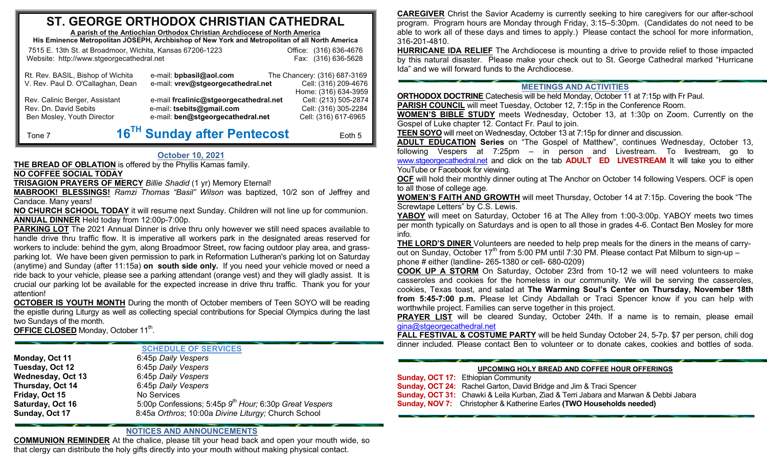# ST. GEORGE ORTHODOX CHRISTIAN CATHEDRAL

**A parish of the Antiochian Orthodox Christian Archdiocese of North America**
**His Eminence Metropolitan JOSEPH, Archbishop of New York and Metropolitan of all North America**

7515 E. 13th St. at Broadmoor, Wichita, Kansas 67206-1223 — Office: (316) 636-4676
Website: http://www.stgeorgecathedral.net — Fax: (316) 636-5628

| | | |
|---|---|---|
| Rt. Rev. BASIL, Bishop of Wichita | e-mail: **bpbasil@aol.com** | The Chancery: (316) 687-3169 |
| V. Rev. Paul D. O'Callaghan, Dean | e-mail: **vrev@stgeorgecathedral.net** | Cell: (316) 209-4676<br>Home: (316) 634-3959 |
| Rev. Calinic Berger, Assistant | e-mail **frcalinic@stgeorgecathedral.net** | Cell: (213) 505-2874 |
| Rev. Dn. David Sebits | e-mail: **tsebits@gmail.com** | Cell: (316) 305-2284 |
| Ben Mosley, Youth Director | e-mail: **ben@stgeorgecathedral.net** | Cell: (316) 617-6965 |

Tone 7 — **16TH Sunday after Pentecost** — Eoth 5

## October 10, 2021

**THE BREAD OF OBLATION** is offered by the Phyllis Kamas family.

**NO COFFEE SOCIAL TODAY**

**TRISAGION PRAYERS OF MERCY** *Billie Shadid* (1 yr) Memory Eternal!

**MABROOK! BLESSINGS!** *Ramzi Thomas "Basil" Wilson* was baptized, 10/2 son of Jeffrey and Candace. Many years!

**NO CHURCH SCHOOL TODAY** it will resume next Sunday. Children will not line up for communion.

**ANNUAL DINNER** Held today from 12:00p-7:00p.

**PARKING LOT** The 2021 Annual Dinner is drive thru only however we still need spaces available to handle drive thru traffic flow. It is imperative all workers park in the designated areas reserved for workers to include: behind the gym, along Broadmoor Street, row facing outdoor play area, and grass-parking lot. We have been given permission to park in Reformation Lutheran's parking lot on Saturday (anytime) and Sunday (after 11:15a) **on south side only.** If you need your vehicle moved or need a ride back to your vehicle, please see a parking attendant (orange vest) and they will gladly assist. It is crucial our parking lot be available for the expected increase in drive thru traffic. Thank you for your attention!

**OCTOBER IS YOUTH MONTH** During the month of October members of Teen SOYO will be reading the epistle during Liturgy as well as collecting special contributions for Special Olympics during the last two Sundays of the month.

**OFFICE CLOSED** Monday, October 11th.

## SCHEDULE OF SERVICES

| | |
|---|---|
| **Monday, Oct 11** | 6:45p *Daily Vespers* |
| **Tuesday, Oct 12** | 6:45p *Daily Vespers* |
| **Wednesday, Oct 13** | 6:45p *Daily Vespers* |
| **Thursday, Oct 14** | 6:45p *Daily Vespers* |
| **Friday, Oct 15** | No Services |
| **Saturday, Oct 16** | 5:00p Confessions; 5:45p *9th Hour;* 6:30p *Great Vespers* |
| **Sunday, Oct 17** | 8:45a *Orthros*; 10:00a *Divine Liturgy;* Church School |

## NOTICES AND ANNOUNCEMENTS

**COMMUNION REMINDER** At the chalice, please tilt your head back and open your mouth wide, so that clergy can distribute the holy gifts directly into your mouth without making physical contact.

**CAREGIVER** Christ the Savior Academy is currently seeking to hire caregivers for our after-school program. Program hours are Monday through Friday, 3:15–5:30pm. (Candidates do not need to be able to work all of these days and times to apply.) Please contact the school for more information, 316-201-4810.

**HURRICANE IDA RELIEF** The Archdiocese is mounting a drive to provide relief to those impacted by this natural disaster. Please make your check out to St. George Cathedral marked "Hurricane Ida" and we will forward funds to the Archdiocese.

## MEETINGS AND ACTIVITIES

**ORTHODOX DOCTRINE** Catechesis will be held Monday, October 11 at 7:15p with Fr Paul.

**PARISH COUNCIL** will meet Tuesday, October 12, 7:15p in the Conference Room.

**WOMEN'S BIBLE STUDY** meets Wednesday, October 13, at 1:30p on Zoom. Currently on the Gospel of Luke chapter 12. Contact Fr. Paul to join.

**TEEN SOYO** will meet on Wednesday, October 13 at 7:15p for dinner and discussion.

**ADULT EDUCATION Series** on "The Gospel of Matthew", continues Wednesday, October 13, following Vespers at 7:25pm – in person and Livestream. To livestream, go to www.stgeorgecathedral.net and click on the tab **ADULT ED LIVESTREAM** It will take you to either YouTube or Facebook for viewing.

**OCF** will hold their monthly dinner outing at The Anchor on October 14 following Vespers. OCF is open to all those of college age.

**WOMEN'S FAITH AND GROWTH** will meet Thursday, October 14 at 7:15p. Covering the book "The Screwtape Letters" by C.S. Lewis.

**YABOY** will meet on Saturday, October 16 at The Alley from 1:00-3:00p. YABOY meets two times per month typically on Saturdays and is open to all those in grades 4-6. Contact Ben Mosley for more info.

**THE LORD'S DINER** Volunteers are needed to help prep meals for the diners in the means of carry-out on Sunday, October 17th from 5:00 PM until 7:30 PM. Please contact Pat Milburn to sign-up – phone # either (landline- 265-1380 or cell- 680-0209)

**COOK UP A STORM** On Saturday, October 23rd from 10-12 we will need volunteers to make casseroles and cookies for the homeless in our community. We will be serving the casseroles, cookies, Texas toast, and salad at **The Warming Soul's Center on Thursday, November 18th from 5:45-7:00 p.m.** Please let Cindy Abdallah or Traci Spencer know if you can help with worthwhile project. Families can serve together in this project.

**PRAYER LIST** will be cleared Sunday, October 24th. If a name is to remain, please email gina@stgeorgecathedral.net

**FALL FESTIVAL & COSTUME PARTY** will be held Sunday October 24, 5-7p. $7 per person, chili dog dinner included. Please contact Ben to volunteer or to donate cakes, cookies and bottles of soda.

## UPCOMING HOLY BREAD AND COFFEE HOUR OFFERINGS

**Sunday, OCT 17:** Ethiopian Community
**Sunday, OCT 24:** Rachel Garton, David Bridge and Jim & Traci Spencer
**Sunday, OCT 31:** Chawki & Leila Kurban, Ziad & Terri Jabara and Marwan & Debbi Jabara
**Sunday, NOV 7:** Christopher & Katherine Earles **(TWO Households needed)**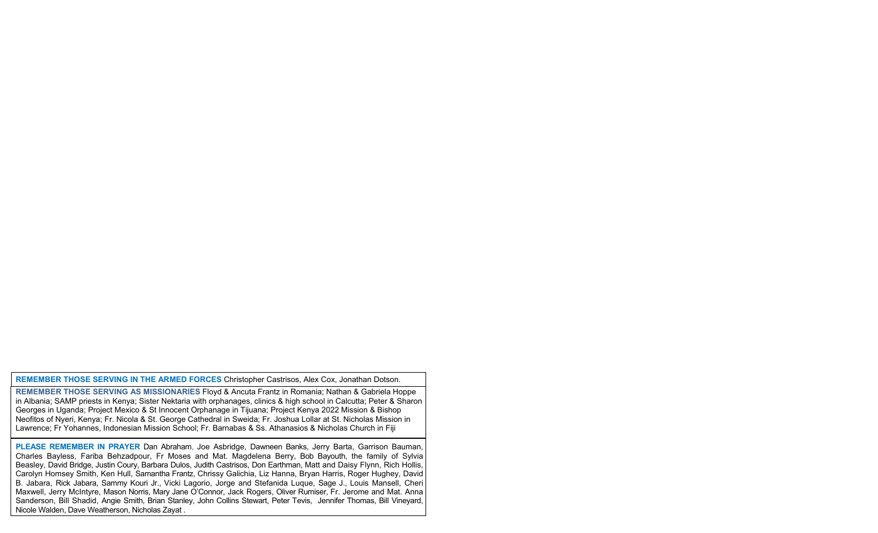**REMEMBER THOSE SERVING IN THE ARMED FORCES** Christopher Castrisos, Alex Cox, Jonathan Dotson.

**REMEMBER THOSE SERVING AS MISSIONARIES** Floyd & Ancuta Frantz in Romania; Nathan & Gabriela Hoppe in Albania; SAMP priests in Kenya; Sister Nektaria with orphanages, clinics & high school in Calcutta; Peter & Sharon Georges in Uganda; Project Mexico & St Innocent Orphanage in Tijuana; Project Kenya 2022 Mission & Bishop Neofitos of Nyeri, Kenya; Fr. Nicola & St. George Cathedral in Sweida; Fr. Joshua Lollar at St. Nicholas Mission in Lawrence; Fr Yohannes, Indonesian Mission School; Fr. Barnabas & Ss. Athanasios & Nicholas Church in Fiji

**PLEASE REMEMBER IN PRAYER** Dan Abraham, Joe Asbridge, Dawneen Banks, Jerry Barta, Garrison Bauman, Charles Bayless, Fariba Behzadpour, Fr Moses and Mat. Magdelena Berry, Bob Bayouth, the family of Sylvia Beasley, David Bridge, Justin Coury, Barbara Dulos, Judith Castrisos, Don Earthman, Matt and Daisy Flynn, Rich Hollis, Carolyn Homsey Smith, Ken Hull, Samantha Frantz, Chrissy Galichia, Liz Hanna, Bryan Harris, Roger Hughey, David B. Jabara, Rick Jabara, Sammy Kouri Jr., Vicki Lagorio, Jorge and Stefanida Luque, Sage J., Louis Mansell, Cheri Maxwell, Jerry McIntyre, Mason Norris, Mary Jane O'Connor, Jack Rogers, Oliver Rumiser, Fr. Jerome and Mat. Anna Sanderson, Bill Shadid, Angie Smith, Brian Stanley, John Collins Stewart, Peter Tevis, Jennifer Thomas, Bill Vineyard, Nicole Walden, Dave Weatherson, Nicholas Zayat .